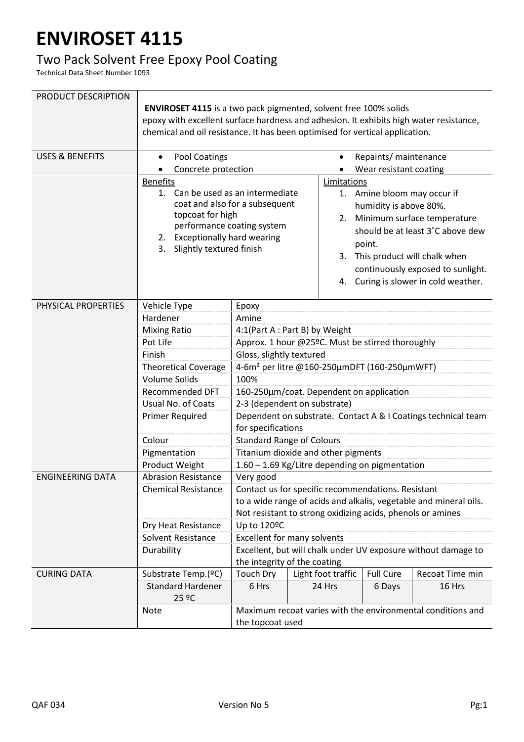# ENVIROSET 4115

## Two Pack Solvent Free Epoxy Pool Coating

Technical Data Sheet Number 1093

| | | | | | |
|---|---|---|---|---|---|
| PRODUCT DESCRIPTION | **ENVIROSET 4115** is a two pack pigmented, solvent free 100% solids epoxy with excellent surface hardness and adhesion. It exhibits high water resistance, chemical and oil resistance. It has been optimised for vertical application. | | | | |
| USES & BENEFITS | • Pool Coatings<br>• Concrete protection | | • Repaints/ maintenance<br>• Wear resistant coating | | |
| | Benefits<br>1. Can be used as an intermediate coat and also for a subsequent topcoat for high performance coating system<br>2. Exceptionally hard wearing<br>3. Slightly textured finish | | Limitations<br>1. Amine bloom may occur if humidity is above 80%.<br>2. Minimum surface temperature should be at least 3˚C above dew point.<br>3. This product will chalk when continuously exposed to sunlight.<br>4. Curing is slower in cold weather. | | |
| PHYSICAL PROPERTIES | Vehicle Type | Epoxy | | | |
| | Hardener | Amine | | | |
| | Mixing Ratio | 4:1(Part A : Part B) by Weight | | | |
| | Pot Life | Approx. 1 hour @25ºC. Must be stirred thoroughly | | | |
| | Finish | Gloss, slightly textured | | | |
| | Theoretical Coverage | 4-6m² per litre @160-250µmDFT (160-250µmWFT) | | | |
| | Volume Solids | 100% | | | |
| | Recommended DFT | 160-250µm/coat. Dependent on application | | | |
| | Usual No. of Coats | 2-3 (dependent on substrate) | | | |
| | Primer Required | Dependent on substrate. Contact A & I Coatings technical team for specifications | | | |
| | Colour | Standard Range of Colours | | | |
| | Pigmentation | Titanium dioxide and other pigments | | | |
| | Product Weight | 1.60 – 1.69 Kg/Litre depending on pigmentation | | | |
| ENGINEERING DATA | Abrasion Resistance | Very good | | | |
| | Chemical Resistance | Contact us for specific recommendations. Resistant to a wide range of acids and alkalis, vegetable and mineral oils. Not resistant to strong oxidizing acids, phenols or amines | | | |
| | Dry Heat Resistance | Up to 120ºC | | | |
| | Solvent Resistance | Excellent for many solvents | | | |
| | Durability | Excellent, but will chalk under UV exposure without damage to the integrity of the coating | | | |
| CURING DATA | Substrate Temp.(ºC) | Touch Dry | Light foot traffic | Full Cure | Recoat Time min |
| | Standard Hardener 25 ºC | 6 Hrs | 24 Hrs | 6 Days | 16 Hrs |
| | Note | Maximum recoat varies with the environmental conditions and the topcoat used | | | |

QAF 034 Version No 5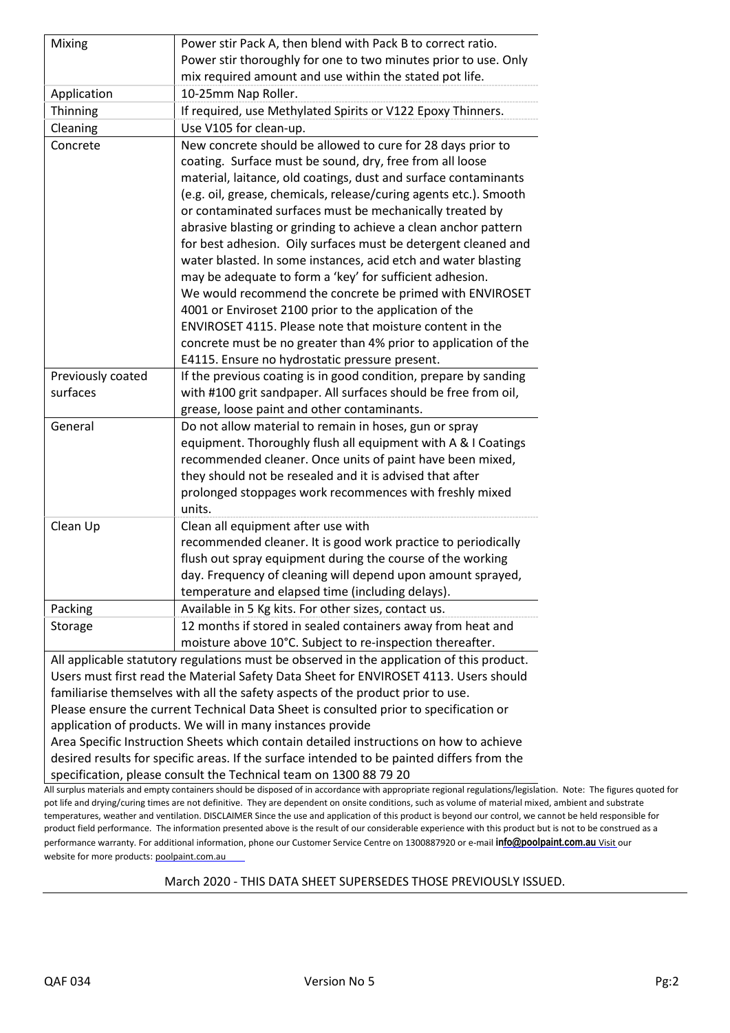| | |
|---|---|
| Mixing | Power stir Pack A, then blend with Pack B to correct ratio. Power stir thoroughly for one to two minutes prior to use. Only mix required amount and use within the stated pot life. |
| Application | 10-25mm Nap Roller. |
| Thinning | If required, use Methylated Spirits or V122 Epoxy Thinners. |
| Cleaning | Use V105 for clean-up. |
| Concrete | New concrete should be allowed to cure for 28 days prior to coating. Surface must be sound, dry, free from all loose material, laitance, old coatings, dust and surface contaminants (e.g. oil, grease, chemicals, release/curing agents etc.). Smooth or contaminated surfaces must be mechanically treated by abrasive blasting or grinding to achieve a clean anchor pattern for best adhesion. Oily surfaces must be detergent cleaned and water blasted. In some instances, acid etch and water blasting may be adequate to form a 'key' for sufficient adhesion. We would recommend the concrete be primed with ENVIROSET 4001 or Enviroset 2100 prior to the application of the ENVIROSET 4115. Please note that moisture content in the concrete must be no greater than 4% prior to application of the E4115. Ensure no hydrostatic pressure present. |
| Previously coated surfaces | If the previous coating is in good condition, prepare by sanding with #100 grit sandpaper. All surfaces should be free from oil, grease, loose paint and other contaminants. |
| General | Do not allow material to remain in hoses, gun or spray equipment. Thoroughly flush all equipment with A & I Coatings recommended cleaner. Once units of paint have been mixed, they should not be resealed and it is advised that after prolonged stoppages work recommences with freshly mixed units. |
| Clean Up | Clean all equipment after use with recommended cleaner. It is good work practice to periodically flush out spray equipment during the course of the working day. Frequency of cleaning will depend upon amount sprayed, temperature and elapsed time (including delays). |
| Packing | Available in 5 Kg kits. For other sizes, contact us. |
| Storage | 12 months if stored in sealed containers away from heat and moisture above 10°C. Subject to re-inspection thereafter. |

All applicable statutory regulations must be observed in the application of this product. Users must first read the Material Safety Data Sheet for ENVIROSET 4113. Users should familiarise themselves with all the safety aspects of the product prior to use.
Please ensure the current Technical Data Sheet is consulted prior to specification or application of products. We will in many instances provide
Area Specific Instruction Sheets which contain detailed instructions on how to achieve desired results for specific areas. If the surface intended to be painted differs from the specification, please consult the Technical team on 1300 88 79 20

All surplus materials and empty containers should be disposed of in accordance with appropriate regional regulations/legislation. Note: The figures quoted for pot life and drying/curing times are not definitive. They are dependent on onsite conditions, such as volume of material mixed, ambient and substrate temperatures, weather and ventilation. DISCLAIMER Since the use and application of this product is beyond our control, we cannot be held responsible for product field performance. The information presented above is the result of our considerable experience with this product but is not to be construed as a performance warranty. For additional information, phone our Customer Service Centre on 1300887920 or e-mail **info@poolpaint.com.au** Visit our website for more products: poolpaint.com.au

March 2020 - THIS DATA SHEET SUPERSEDES THOSE PREVIOUSLY ISSUED.

QAF 034 Version No 5